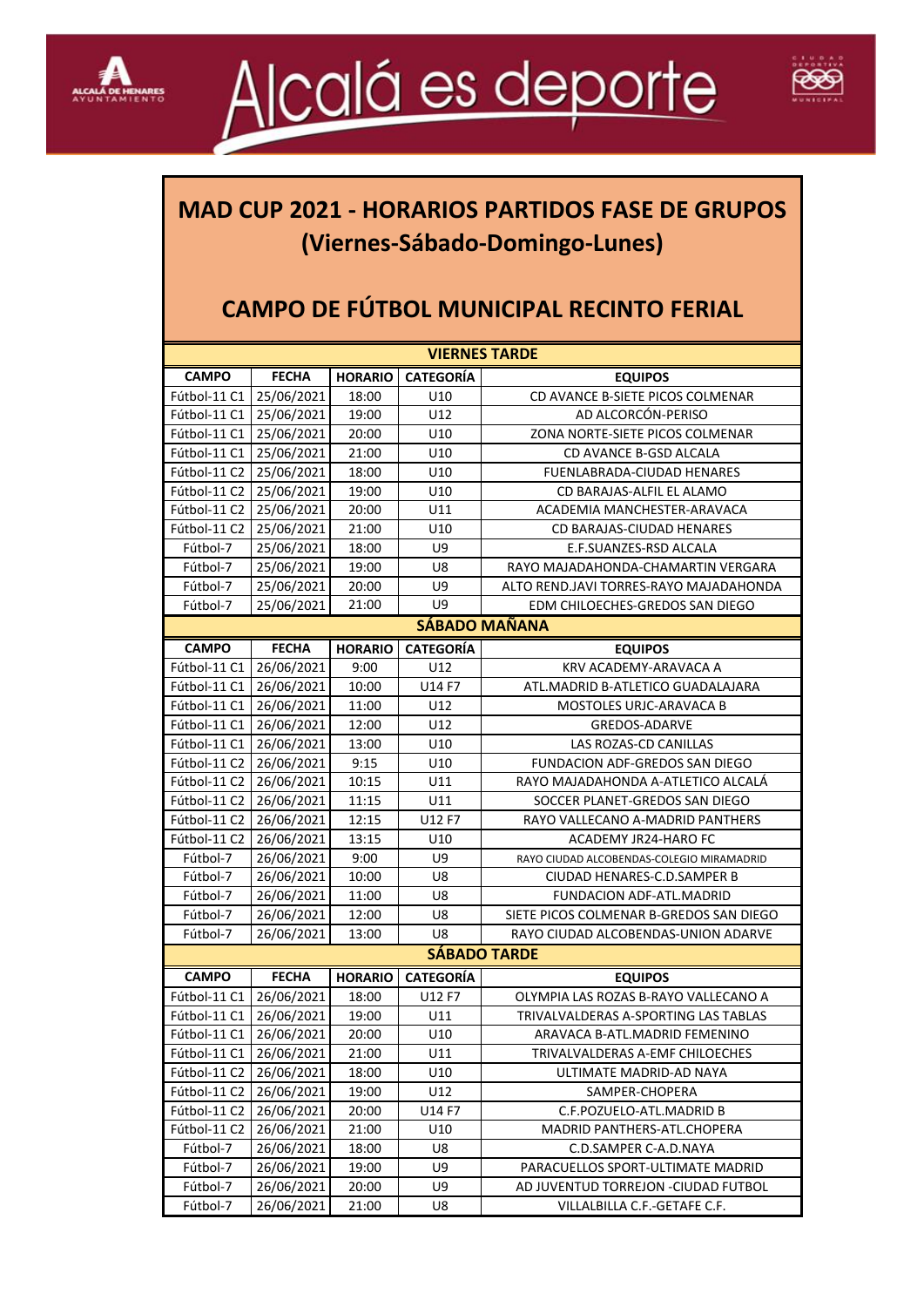# MAD CUP 2021 - HORARIOS PARTIDOS FASE DE GRUPOS (Viernes-Sábado-Domingo-Lunes)

## CAMPO DE FÚTBOL MUNICIPAL RECINTO FERIAL

| VIERNES TARDE | | | | |
|---|---|---|---|---|
| **CAMPO** | **FECHA** | **HORARIO** | **CATEGORÍA** | **EQUIPOS** |
| Fútbol-11 C1 | 25/06/2021 | 18:00 | U10 | CD AVANCE B-SIETE PICOS COLMENAR |
| Fútbol-11 C1 | 25/06/2021 | 19:00 | U12 | AD ALCORCÓN-PERISO |
| Fútbol-11 C1 | 25/06/2021 | 20:00 | U10 | ZONA NORTE-SIETE PICOS COLMENAR |
| Fútbol-11 C1 | 25/06/2021 | 21:00 | U10 | CD AVANCE B-GSD ALCALA |
| Fútbol-11 C2 | 25/06/2021 | 18:00 | U10 | FUENLABRADA-CIUDAD HENARES |
| Fútbol-11 C2 | 25/06/2021 | 19:00 | U10 | CD BARAJAS-ALFIL EL ALAMO |
| Fútbol-11 C2 | 25/06/2021 | 20:00 | U11 | ACADEMIA MANCHESTER-ARAVACA |
| Fútbol-11 C2 | 25/06/2021 | 21:00 | U10 | CD BARAJAS-CIUDAD HENARES |
| Fútbol-7 | 25/06/2021 | 18:00 | U9 | E.F.SUANZES-RSD ALCALA |
| Fútbol-7 | 25/06/2021 | 19:00 | U8 | RAYO MAJADAHONDA-CHAMARTIN VERGARA |
| Fútbol-7 | 25/06/2021 | 20:00 | U9 | ALTO REND.JAVI TORRES-RAYO MAJADAHONDA |
| Fútbol-7 | 25/06/2021 | 21:00 | U9 | EDM CHILOECHES-GREDOS SAN DIEGO |

| SÁBADO MAÑANA | | | | |
|---|---|---|---|---|
| **CAMPO** | **FECHA** | **HORARIO** | **CATEGORÍA** | **EQUIPOS** |
| Fútbol-11 C1 | 26/06/2021 | 9:00 | U12 | KRV ACADEMY-ARAVACA A |
| Fútbol-11 C1 | 26/06/2021 | 10:00 | U14 F7 | ATL.MADRID B-ATLETICO GUADALAJARA |
| Fútbol-11 C1 | 26/06/2021 | 11:00 | U12 | MOSTOLES URJC-ARAVACA B |
| Fútbol-11 C1 | 26/06/2021 | 12:00 | U12 | GREDOS-ADARVE |
| Fútbol-11 C1 | 26/06/2021 | 13:00 | U10 | LAS ROZAS-CD CANILLAS |
| Fútbol-11 C2 | 26/06/2021 | 9:15 | U10 | FUNDACION ADF-GREDOS SAN DIEGO |
| Fútbol-11 C2 | 26/06/2021 | 10:15 | U11 | RAYO MAJADAHONDA A-ATLETICO ALCALÁ |
| Fútbol-11 C2 | 26/06/2021 | 11:15 | U11 | SOCCER PLANET-GREDOS SAN DIEGO |
| Fútbol-11 C2 | 26/06/2021 | 12:15 | U12 F7 | RAYO VALLECANO A-MADRID PANTHERS |
| Fútbol-11 C2 | 26/06/2021 | 13:15 | U10 | ACADEMY JR24-HARO FC |
| Fútbol-7 | 26/06/2021 | 9:00 | U9 | RAYO CIUDAD ALCOBENDAS-COLEGIO MIRAMADRID |
| Fútbol-7 | 26/06/2021 | 10:00 | U8 | CIUDAD HENARES-C.D.SAMPER B |
| Fútbol-7 | 26/06/2021 | 11:00 | U8 | FUNDACION ADF-ATL.MADRID |
| Fútbol-7 | 26/06/2021 | 12:00 | U8 | SIETE PICOS COLMENAR B-GREDOS SAN DIEGO |
| Fútbol-7 | 26/06/2021 | 13:00 | U8 | RAYO CIUDAD ALCOBENDAS-UNION ADARVE |

| SÁBADO TARDE | | | | |
|---|---|---|---|---|
| **CAMPO** | **FECHA** | **HORARIO** | **CATEGORÍA** | **EQUIPOS** |
| Fútbol-11 C1 | 26/06/2021 | 18:00 | U12 F7 | OLYMPIA LAS ROZAS B-RAYO VALLECANO A |
| Fútbol-11 C1 | 26/06/2021 | 19:00 | U11 | TRIVALVALDERAS A-SPORTING LAS TABLAS |
| Fútbol-11 C1 | 26/06/2021 | 20:00 | U10 | ARAVACA B-ATL.MADRID FEMENINO |
| Fútbol-11 C1 | 26/06/2021 | 21:00 | U11 | TRIVALVALDERAS A-EMF CHILOECHES |
| Fútbol-11 C2 | 26/06/2021 | 18:00 | U10 | ULTIMATE MADRID-AD NAYA |
| Fútbol-11 C2 | 26/06/2021 | 19:00 | U12 | SAMPER-CHOPERA |
| Fútbol-11 C2 | 26/06/2021 | 20:00 | U14 F7 | C.F.POZUELO-ATL.MADRID B |
| Fútbol-11 C2 | 26/06/2021 | 21:00 | U10 | MADRID PANTHERS-ATL.CHOPERA |
| Fútbol-7 | 26/06/2021 | 18:00 | U8 | C.D.SAMPER C-A.D.NAYA |
| Fútbol-7 | 26/06/2021 | 19:00 | U9 | PARACUELLOS SPORT-ULTIMATE MADRID |
| Fútbol-7 | 26/06/2021 | 20:00 | U9 | AD JUVENTUD TORREJON -CIUDAD FUTBOL |
| Fútbol-7 | 26/06/2021 | 21:00 | U8 | VILLALBILLA C.F.-GETAFE C.F. |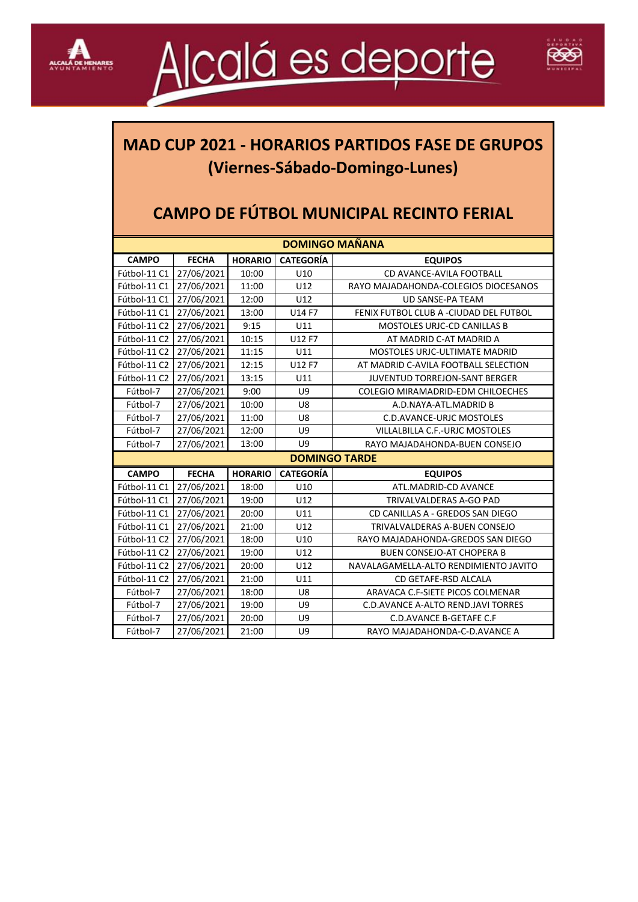# MAD CUP 2021 - HORARIOS PARTIDOS FASE DE GRUPOS (Viernes-Sábado-Domingo-Lunes)

## CAMPO DE FÚTBOL MUNICIPAL RECINTO FERIAL

| DOMINGO MAÑANA | | | | |
|---|---|---|---|---|
| **CAMPO** | **FECHA** | **HORARIO** | **CATEGORÍA** | **EQUIPOS** |
| Fútbol-11 C1 | 27/06/2021 | 10:00 | U10 | CD AVANCE-AVILA FOOTBALL |
| Fútbol-11 C1 | 27/06/2021 | 11:00 | U12 | RAYO MAJADAHONDA-COLEGIOS DIOCESANOS |
| Fútbol-11 C1 | 27/06/2021 | 12:00 | U12 | UD SANSE-PA TEAM |
| Fútbol-11 C1 | 27/06/2021 | 13:00 | U14 F7 | FENIX FUTBOL CLUB A -CIUDAD DEL FUTBOL |
| Fútbol-11 C2 | 27/06/2021 | 9:15 | U11 | MOSTOLES URJC-CD CANILLAS B |
| Fútbol-11 C2 | 27/06/2021 | 10:15 | U12 F7 | AT MADRID C-AT MADRID A |
| Fútbol-11 C2 | 27/06/2021 | 11:15 | U11 | MOSTOLES URJC-ULTIMATE MADRID |
| Fútbol-11 C2 | 27/06/2021 | 12:15 | U12 F7 | AT MADRID C-AVILA FOOTBALL SELECTION |
| Fútbol-11 C2 | 27/06/2021 | 13:15 | U11 | JUVENTUD TORREJON-SANT BERGER |
| Fútbol-7 | 27/06/2021 | 9:00 | U9 | COLEGIO MIRAMADRID-EDM CHILOECHES |
| Fútbol-7 | 27/06/2021 | 10:00 | U8 | A.D.NAYA-ATL.MADRID B |
| Fútbol-7 | 27/06/2021 | 11:00 | U8 | C.D.AVANCE-URJC MOSTOLES |
| Fútbol-7 | 27/06/2021 | 12:00 | U9 | VILLALBILLA C.F.-URJC MOSTOLES |
| Fútbol-7 | 27/06/2021 | 13:00 | U9 | RAYO MAJADAHONDA-BUEN CONSEJO |
| **DOMINGO TARDE** | | | | |
| **CAMPO** | **FECHA** | **HORARIO** | **CATEGORÍA** | **EQUIPOS** |
| Fútbol-11 C1 | 27/06/2021 | 18:00 | U10 | ATL.MADRID-CD AVANCE |
| Fútbol-11 C1 | 27/06/2021 | 19:00 | U12 | TRIVALVALDERAS A-GO PAD |
| Fútbol-11 C1 | 27/06/2021 | 20:00 | U11 | CD CANILLAS A - GREDOS SAN DIEGO |
| Fútbol-11 C1 | 27/06/2021 | 21:00 | U12 | TRIVALVALDERAS A-BUEN CONSEJO |
| Fútbol-11 C2 | 27/06/2021 | 18:00 | U10 | RAYO MAJADAHONDA-GREDOS SAN DIEGO |
| Fútbol-11 C2 | 27/06/2021 | 19:00 | U12 | BUEN CONSEJO-AT CHOPERA B |
| Fútbol-11 C2 | 27/06/2021 | 20:00 | U12 | NAVALAGAMELLA-ALTO RENDIMIENTO JAVITO |
| Fútbol-11 C2 | 27/06/2021 | 21:00 | U11 | CD GETAFE-RSD ALCALA |
| Fútbol-7 | 27/06/2021 | 18:00 | U8 | ARAVACA C.F-SIETE PICOS COLMENAR |
| Fútbol-7 | 27/06/2021 | 19:00 | U9 | C.D.AVANCE A-ALTO REND.JAVI TORRES |
| Fútbol-7 | 27/06/2021 | 20:00 | U9 | C.D.AVANCE B-GETAFE C.F |
| Fútbol-7 | 27/06/2021 | 21:00 | U9 | RAYO MAJADAHONDA-C-D.AVANCE A |